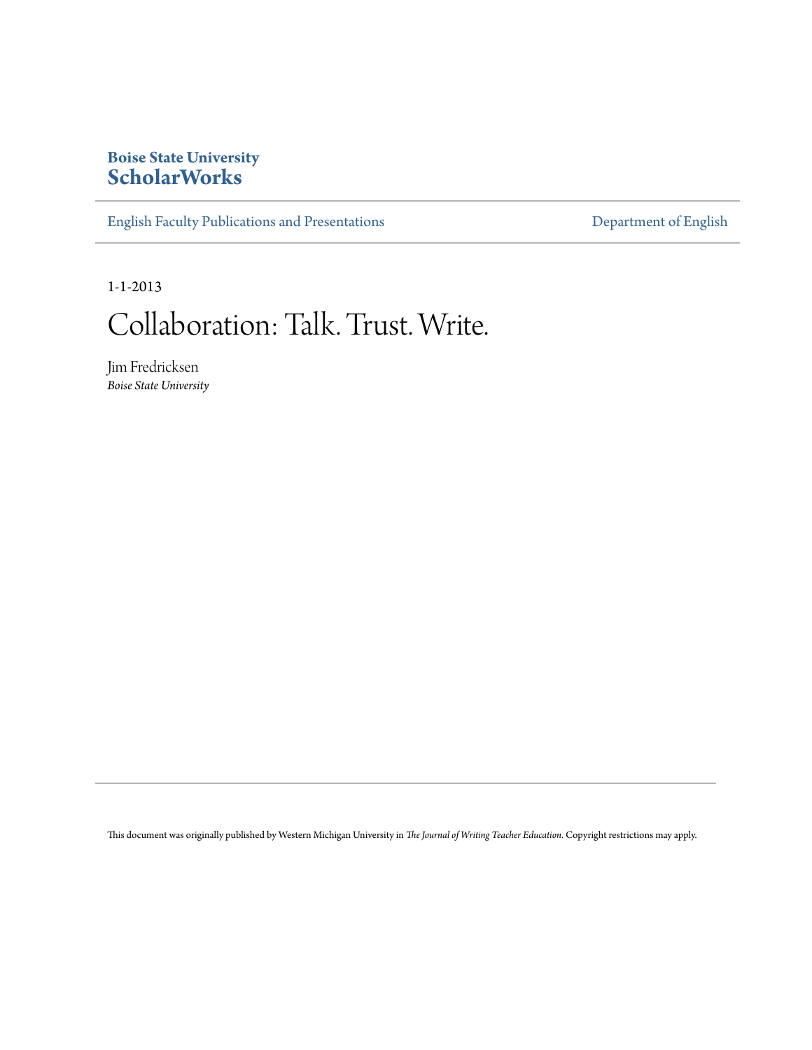**Boise State University**
**ScholarWorks**

English Faculty Publications and Presentations | Department of English

1-1-2013

# Collaboration: Talk. Trust. Write.

Jim Fredricksen
*Boise State University*

This document was originally published by Western Michigan University in *The Journal of Writing Teacher Education*. Copyright restrictions may apply.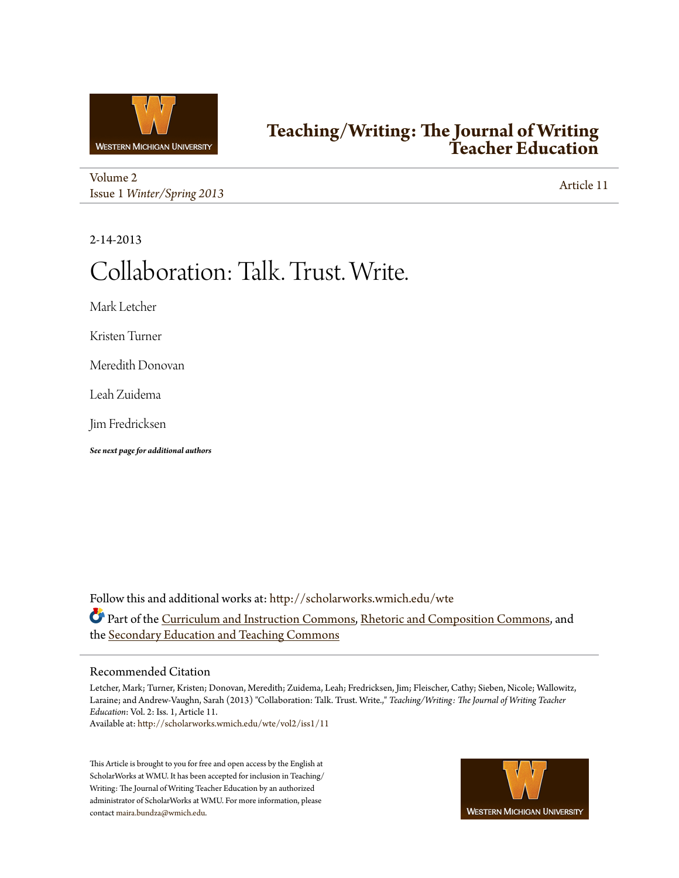Teaching/Writing: The Journal of Writing Teacher Education

Volume 2
Issue 1 *Winter/Spring 2013*

Article 11

2-14-2013

# Collaboration: Talk. Trust. Write.

Mark Letcher

Kristen Turner

Meredith Donovan

Leah Zuidema

Jim Fredricksen

***See next page for additional authors***

Follow this and additional works at: http://scholarworks.wmich.edu/wte

Part of the Curriculum and Instruction Commons, Rhetoric and Composition Commons, and the Secondary Education and Teaching Commons

## Recommended Citation

Letcher, Mark; Turner, Kristen; Donovan, Meredith; Zuidema, Leah; Fredricksen, Jim; Fleischer, Cathy; Sieben, Nicole; Wallowitz, Laraine; and Andrew-Vaughn, Sarah (2013) "Collaboration: Talk. Trust. Write.," *Teaching/Writing: The Journal of Writing Teacher Education*: Vol. 2: Iss. 1, Article 11.
Available at: http://scholarworks.wmich.edu/wte/vol2/iss1/11

This Article is brought to you for free and open access by the English at ScholarWorks at WMU. It has been accepted for inclusion in Teaching/Writing: The Journal of Writing Teacher Education by an authorized administrator of ScholarWorks at WMU. For more information, please contact maira.bundza@wmich.edu.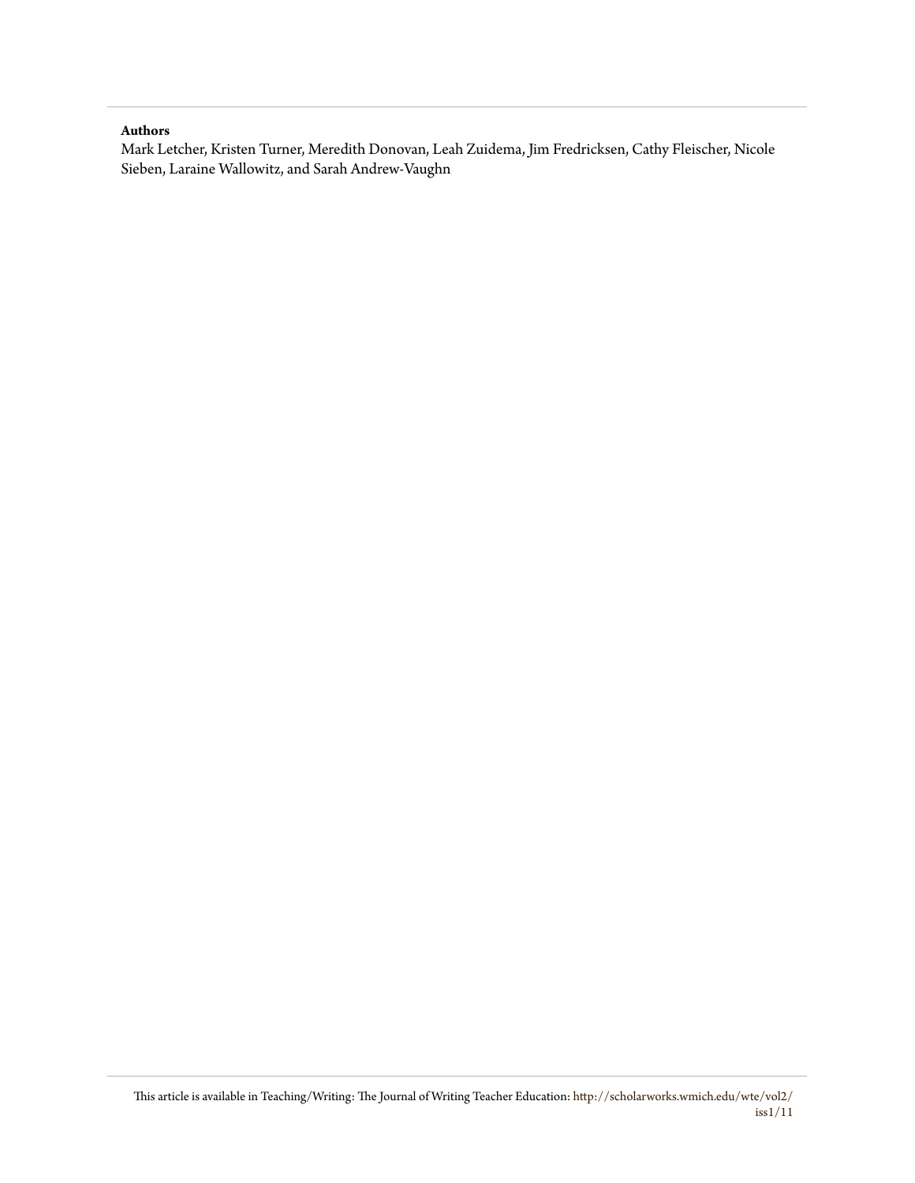**Authors**

Mark Letcher, Kristen Turner, Meredith Donovan, Leah Zuidema, Jim Fredricksen, Cathy Fleischer, Nicole Sieben, Laraine Wallowitz, and Sarah Andrew-Vaughn

This article is available in Teaching/Writing: The Journal of Writing Teacher Education: http://scholarworks.wmich.edu/wte/vol2/iss1/11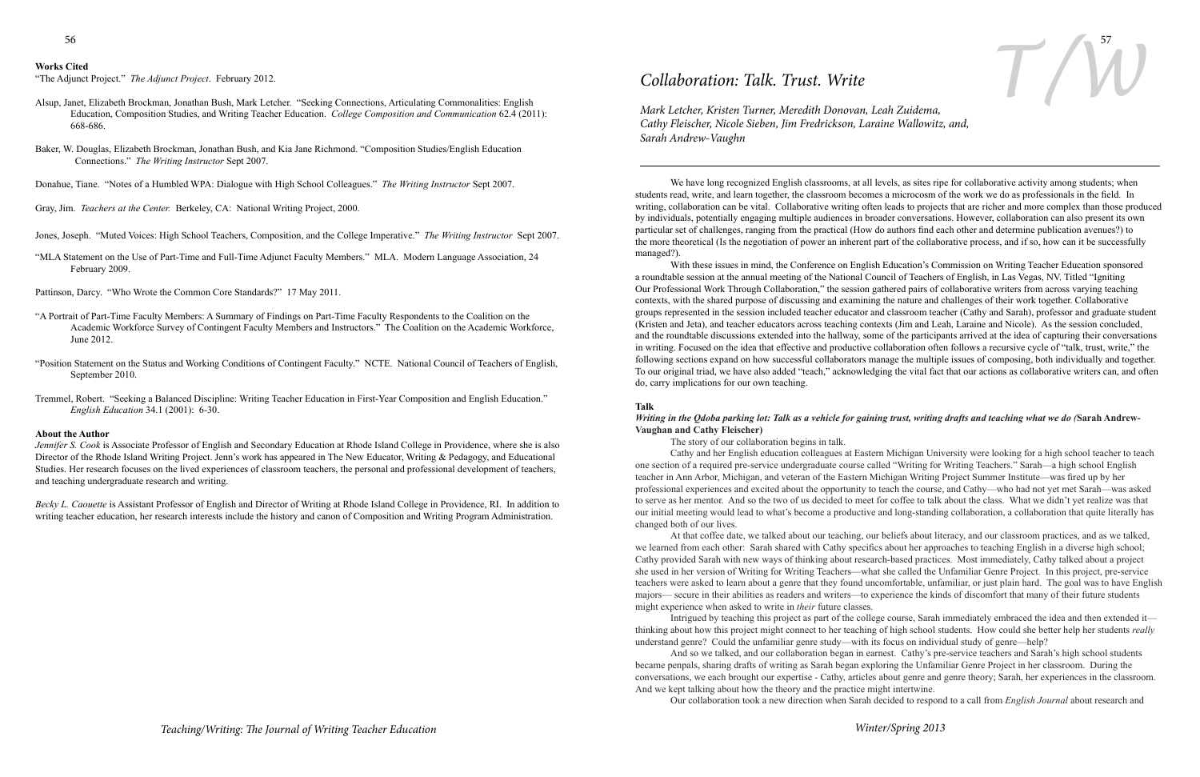**Works Cited**

"The Adjunct Project." *The Adjunct Project*. February 2012.

Alsup, Janet, Elizabeth Brockman, Jonathan Bush, Mark Letcher. "Seeking Connections, Articulating Commonalities: English Education, Composition Studies, and Writing Teacher Education. *College Composition and Communication* 62.4 (2011): 668-686.

Baker, W. Douglas, Elizabeth Brockman, Jonathan Bush, and Kia Jane Richmond. "Composition Studies/English Education Connections." *The Writing Instructor* Sept 2007.

Donahue, Tiane. "Notes of a Humbled WPA: Dialogue with High School Colleagues." *The Writing Instructor* Sept 2007.

Gray, Jim. *Teachers at the Center.* Berkeley, CA: National Writing Project, 2000.

Jones, Joseph. "Muted Voices: High School Teachers, Composition, and the College Imperative." *The Writing Instructor* Sept 2007.

"MLA Statement on the Use of Part-Time and Full-Time Adjunct Faculty Members." MLA. Modern Language Association, 24 February 2009.

Pattinson, Darcy. "Who Wrote the Common Core Standards?" 17 May 2011.

"A Portrait of Part-Time Faculty Members: A Summary of Findings on Part-Time Faculty Respondents to the Coalition on the Academic Workforce Survey of Contingent Faculty Members and Instructors." The Coalition on the Academic Workforce, June 2012.

"Position Statement on the Status and Working Conditions of Contingent Faculty." NCTE. National Council of Teachers of English, September 2010.

Tremmel, Robert. "Seeking a Balanced Discipline: Writing Teacher Education in First-Year Composition and English Education." *English Education* 34.1 (2001): 6-30.

**About the Author**

*Jennifer S. Cook* is Associate Professor of English and Secondary Education at Rhode Island College in Providence, where she is also Director of the Rhode Island Writing Project. Jenn's work has appeared in The New Educator, Writing & Pedagogy, and Educational Studies. Her research focuses on the lived experiences of classroom teachers, the personal and professional development of teachers, and teaching undergraduate research and writing.

*Becky L. Caouette* is Assistant Professor of English and Director of Writing at Rhode Island College in Providence, RI. In addition to writing teacher education, her research interests include the history and canon of Composition and Writing Program Administration.

# *Collaboration: Talk. Trust. Write*

*Mark Letcher, Kristen Turner, Meredith Donovan, Leah Zuidema, Cathy Fleischer, Nicole Sieben, Jim Fredrickson, Laraine Wallowitz, and, Sarah Andrew-Vaughn*

We have long recognized English classrooms, at all levels, as sites ripe for collaborative activity among students; when students read, write, and learn together, the classroom becomes a microcosm of the work we do as professionals in the field. In writing, collaboration can be vital. Collaborative writing often leads to projects that are richer and more complex than those produced by individuals, potentially engaging multiple audiences in broader conversations. However, collaboration can also present its own particular set of challenges, ranging from the practical (How do authors find each other and determine publication avenues?) to the more theoretical (Is the negotiation of power an inherent part of the collaborative process, and if so, how can it be successfully managed?).

With these issues in mind, the Conference on English Education's Commission on Writing Teacher Education sponsored a roundtable session at the annual meeting of the National Council of Teachers of English, in Las Vegas, NV. Titled "Igniting Our Professional Work Through Collaboration," the session gathered pairs of collaborative writers from across varying teaching contexts, with the shared purpose of discussing and examining the nature and challenges of their work together. Collaborative groups represented in the session included teacher educator and classroom teacher (Cathy and Sarah), professor and graduate student (Kristen and Jeta), and teacher educators across teaching contexts (Jim and Leah, Laraine and Nicole). As the session concluded, and the roundtable discussions extended into the hallway, some of the participants arrived at the idea of capturing their conversations in writing. Focused on the idea that effective and productive collaboration often follows a recursive cycle of "talk, trust, write," the following sections expand on how successful collaborators manage the multiple issues of composing, both individually and together. To our original triad, we have also added "teach," acknowledging the vital fact that our actions as collaborative writers can, and often do, carry implications for our own teaching.

**Talk**

***Writing in the Qdoba parking lot: Talk as a vehicle for gaining trust, writing drafts and teaching what we do (*****Sarah Andrew-Vaughan and Cathy Fleischer)**

The story of our collaboration begins in talk.

Cathy and her English education colleagues at Eastern Michigan University were looking for a high school teacher to teach one section of a required pre-service undergraduate course called "Writing for Writing Teachers." Sarah—a high school English teacher in Ann Arbor, Michigan, and veteran of the Eastern Michigan Writing Project Summer Institute—was fired up by her professional experiences and excited about the opportunity to teach the course, and Cathy—who had not yet met Sarah—was asked to serve as her mentor. And so the two of us decided to meet for coffee to talk about the class. What we didn't yet realize was that our initial meeting would lead to what's become a productive and long-standing collaboration, a collaboration that quite literally has changed both of our lives.

At that coffee date, we talked about our teaching, our beliefs about literacy, and our classroom practices, and as we talked, we learned from each other: Sarah shared with Cathy specifics about her approaches to teaching English in a diverse high school; Cathy provided Sarah with new ways of thinking about research-based practices. Most immediately, Cathy talked about a project she used in her version of Writing for Writing Teachers—what she called the Unfamiliar Genre Project. In this project, pre-service teachers were asked to learn about a genre that they found uncomfortable, unfamiliar, or just plain hard. The goal was to have English majors— secure in their abilities as readers and writers—to experience the kinds of discomfort that many of their future students might experience when asked to write in *their* future classes.

Intrigued by teaching this project as part of the college course, Sarah immediately embraced the idea and then extended it—thinking about how this project might connect to her teaching of high school students. How could she better help her students *really* understand genre? Could the unfamiliar genre study—with its focus on individual study of genre—help?

And so we talked, and our collaboration began in earnest. Cathy's pre-service teachers and Sarah's high school students became penpals, sharing drafts of writing as Sarah began exploring the Unfamiliar Genre Project in her classroom. During the conversations, we each brought our expertise - Cathy, articles about genre and genre theory; Sarah, her experiences in the classroom. And we kept talking about how the theory and the practice might intertwine.

Our collaboration took a new direction when Sarah decided to respond to a call from *English Journal* about research and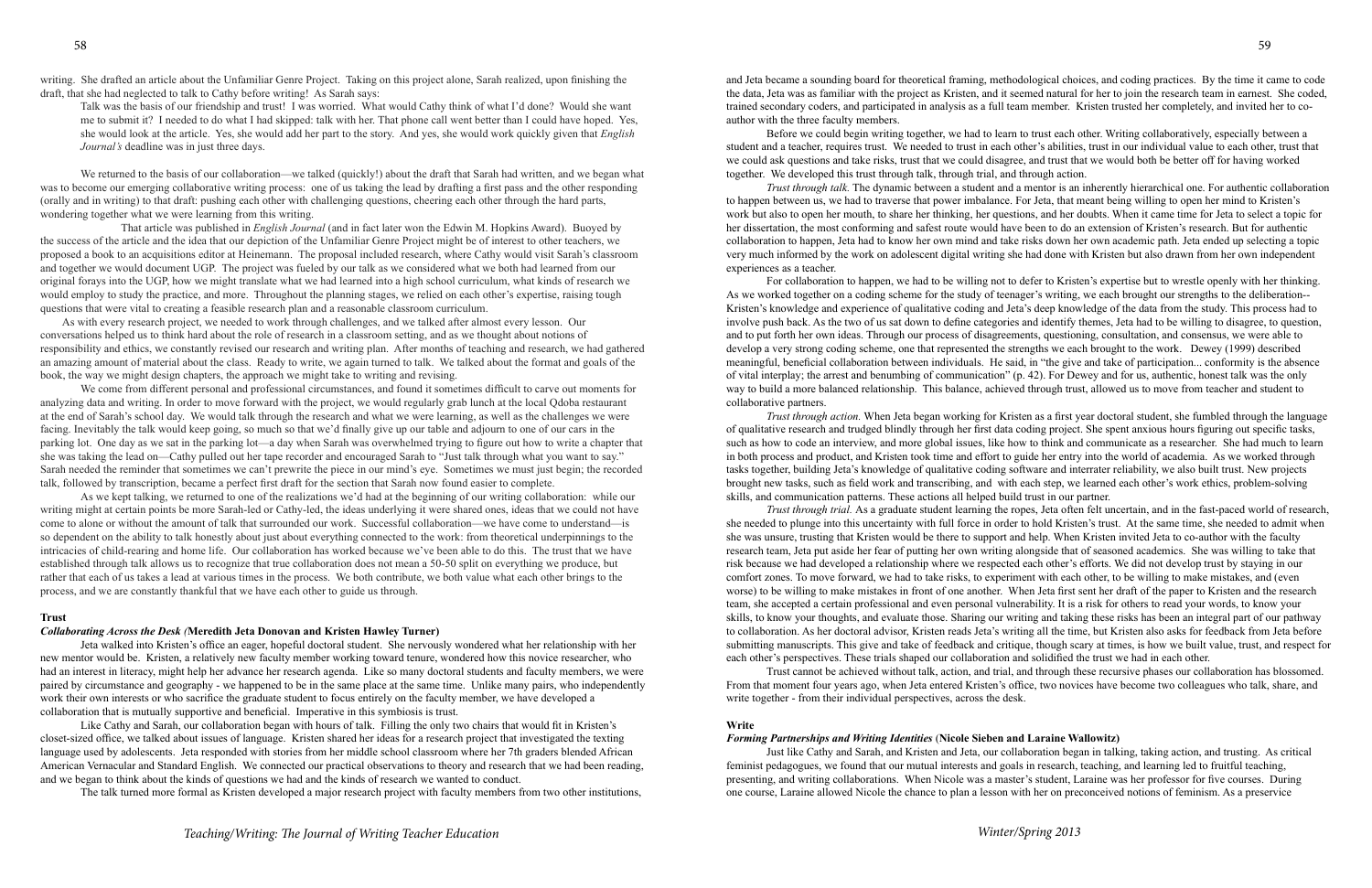writing. She drafted an article about the Unfamiliar Genre Project. Taking on this project alone, Sarah realized, upon finishing the draft, that she had neglected to talk to Cathy before writing! As Sarah says:

> Talk was the basis of our friendship and trust! I was worried. What would Cathy think of what I'd done? Would she want me to submit it? I needed to do what I had skipped: talk with her. That phone call went better than I could have hoped. Yes, she would look at the article. Yes, she would add her part to the story. And yes, she would work quickly given that *English Journal's* deadline was in just three days.

We returned to the basis of our collaboration—we talked (quickly!) about the draft that Sarah had written, and we began what was to become our emerging collaborative writing process: one of us taking the lead by drafting a first pass and the other responding (orally and in writing) to that draft: pushing each other with challenging questions, cheering each other through the hard parts, wondering together what we were learning from this writing.

That article was published in *English Journal* (and in fact later won the Edwin M. Hopkins Award). Buoyed by the success of the article and the idea that our depiction of the Unfamiliar Genre Project might be of interest to other teachers, we proposed a book to an acquisitions editor at Heinemann. The proposal included research, where Cathy would visit Sarah's classroom and together we would document UGP. The project was fueled by our talk as we considered what we both had learned from our original forays into the UGP, how we might translate what we had learned into a high school curriculum, what kinds of research we would employ to study the practice, and more. Throughout the planning stages, we relied on each other's expertise, raising tough questions that were vital to creating a feasible research plan and a reasonable classroom curriculum.

As with every research project, we needed to work through challenges, and we talked after almost every lesson. Our conversations helped us to think hard about the role of research in a classroom setting, and as we thought about notions of responsibility and ethics, we constantly revised our research and writing plan. After months of teaching and research, we had gathered an amazing amount of material about the class. Ready to write, we again turned to talk. We talked about the format and goals of the book, the way we might design chapters, the approach we might take to writing and revising.

We come from different personal and professional circumstances, and found it sometimes difficult to carve out moments for analyzing data and writing. In order to move forward with the project, we would regularly grab lunch at the local Qdoba restaurant at the end of Sarah's school day. We would talk through the research and what we were learning, as well as the challenges we were facing. Inevitably the talk would keep going, so much so that we'd finally give up our table and adjourn to one of our cars in the parking lot. One day as we sat in the parking lot—a day when Sarah was overwhelmed trying to figure out how to write a chapter that she was taking the lead on—Cathy pulled out her tape recorder and encouraged Sarah to "Just talk through what you want to say." Sarah needed the reminder that sometimes we can't prewrite the piece in our mind's eye. Sometimes we must just begin; the recorded talk, followed by transcription, became a perfect first draft for the section that Sarah now found easier to complete.

As we kept talking, we returned to one of the realizations we'd had at the beginning of our writing collaboration: while our writing might at certain points be more Sarah-led or Cathy-led, the ideas underlying it were shared ones, ideas that we could not have come to alone or without the amount of talk that surrounded our work. Successful collaboration—we have come to understand—is so dependent on the ability to talk honestly about just about everything connected to the work: from theoretical underpinnings to the intricacies of child-rearing and home life. Our collaboration has worked because we've been able to do this. The trust that we have established through talk allows us to recognize that true collaboration does not mean a 50-50 split on everything we produce, but rather that each of us takes a lead at various times in the process. We both contribute, we both value what each other brings to the process, and we are constantly thankful that we have each other to guide us through.

## Trust

### *Collaborating Across the Desk (***Meredith Jeta Donovan and Kristen Hawley Turner)**

Jeta walked into Kristen's office an eager, hopeful doctoral student. She nervously wondered what her relationship with her new mentor would be. Kristen, a relatively new faculty member working toward tenure, wondered how this novice researcher, who had an interest in literacy, might help her advance her research agenda. Like so many doctoral students and faculty members, we were paired by circumstance and geography - we happened to be in the same place at the same time. Unlike many pairs, who independently work their own interests or who sacrifice the graduate student to focus entirely on the faculty member, we have developed a collaboration that is mutually supportive and beneficial. Imperative in this symbiosis is trust.

Like Cathy and Sarah, our collaboration began with hours of talk. Filling the only two chairs that would fit in Kristen's closet-sized office, we talked about issues of language. Kristen shared her ideas for a research project that investigated the texting language used by adolescents. Jeta responded with stories from her middle school classroom where her 7th graders blended African American Vernacular and Standard English. We connected our practical observations to theory and research that we had been reading, and we began to think about the kinds of questions we had and the kinds of research we wanted to conduct.

The talk turned more formal as Kristen developed a major research project with faculty members from two other institutions, and Jeta became a sounding board for theoretical framing, methodological choices, and coding practices. By the time it came to code the data, Jeta was as familiar with the project as Kristen, and it seemed natural for her to join the research team in earnest. She coded, trained secondary coders, and participated in analysis as a full team member. Kristen trusted her completely, and invited her to co-author with the three faculty members.

Before we could begin writing together, we had to learn to trust each other. Writing collaboratively, especially between a student and a teacher, requires trust. We needed to trust in each other's abilities, trust in our individual value to each other, trust that we could ask questions and take risks, trust that we could disagree, and trust that we would both be better off for having worked together. We developed this trust through talk, through trial, and through action.

*Trust through talk.* The dynamic between a student and a mentor is an inherently hierarchical one. For authentic collaboration to happen between us, we had to traverse that power imbalance. For Jeta, that meant being willing to open her mind to Kristen's work but also to open her mouth, to share her thinking, her questions, and her doubts. When it came time for Jeta to select a topic for her dissertation, the most conforming and safest route would have been to do an extension of Kristen's research. But for authentic collaboration to happen, Jeta had to know her own mind and take risks down her own academic path. Jeta ended up selecting a topic very much informed by the work on adolescent digital writing she had done with Kristen but also drawn from her own independent experiences as a teacher.

For collaboration to happen, we had to be willing not to defer to Kristen's expertise but to wrestle openly with her thinking. As we worked together on a coding scheme for the study of teenager's writing, we each brought our strengths to the deliberation--Kristen's knowledge and experience of qualitative coding and Jeta's deep knowledge of the data from the study. This process had to involve push back. As the two of us sat down to define categories and identify themes, Jeta had to be willing to disagree, to question, and to put forth her own ideas. Through our process of disagreements, questioning, consultation, and consensus, we were able to develop a very strong coding scheme, one that represented the strengths we each brought to the work. Dewey (1999) described meaningful, beneficial collaboration between individuals. He said, in "the give and take of participation... conformity is the absence of vital interplay; the arrest and benumbing of communication" (p. 42). For Dewey and for us, authentic, honest talk was the only way to build a more balanced relationship. This balance, achieved through trust, allowed us to move from teacher and student to collaborative partners.

*Trust through action.* When Jeta began working for Kristen as a first year doctoral student, she fumbled through the language of qualitative research and trudged blindly through her first data coding project. She spent anxious hours figuring out specific tasks, such as how to code an interview, and more global issues, like how to think and communicate as a researcher. She had much to learn in both process and product, and Kristen took time and effort to guide her entry into the world of academia. As we worked through tasks together, building Jeta's knowledge of qualitative coding software and interrater reliability, we also built trust. New projects brought new tasks, such as field work and transcribing, and with each step, we learned each other's work ethics, problem-solving skills, and communication patterns. These actions all helped build trust in our partner.

*Trust through trial.* As a graduate student learning the ropes, Jeta often felt uncertain, and in the fast-paced world of research, she needed to plunge into this uncertainty with full force in order to hold Kristen's trust. At the same time, she needed to admit when she was unsure, trusting that Kristen would be there to support and help. When Kristen invited Jeta to co-author with the faculty research team, Jeta put aside her fear of putting her own writing alongside that of seasoned academics. She was willing to take that risk because we had developed a relationship where we respected each other's efforts. We did not develop trust by staying in our comfort zones. To move forward, we had to take risks, to experiment with each other, to be willing to make mistakes, and (even worse) to be willing to make mistakes in front of one another. When Jeta first sent her draft of the paper to Kristen and the research team, she accepted a certain professional and even personal vulnerability. It is a risk for others to read your words, to know your skills, to know your thoughts, and evaluate those. Sharing our writing and taking these risks has been an integral part of our pathway to collaboration. As her doctoral advisor, Kristen reads Jeta's writing all the time, but Kristen also asks for feedback from Jeta before submitting manuscripts. This give and take of feedback and critique, though scary at times, is how we built value, trust, and respect for each other's perspectives. These trials shaped our collaboration and solidified the trust we had in each other.

Trust cannot be achieved without talk, action, and trial, and through these recursive phases our collaboration has blossomed. From that moment four years ago, when Jeta entered Kristen's office, two novices have become two colleagues who talk, share, and write together - from their individual perspectives, across the desk.

## Write

### *Forming Partnerships and Writing Identities* **(Nicole Sieben and Laraine Wallowitz)**

Just like Cathy and Sarah, and Kristen and Jeta, our collaboration began in talking, taking action, and trusting. As critical feminist pedagogues, we found that our mutual interests and goals in research, teaching, and learning led to fruitful teaching, presenting, and writing collaborations. When Nicole was a master's student, Laraine was her professor for five courses. During one course, Laraine allowed Nicole the chance to plan a lesson with her on preconceived notions of feminism. As a preservice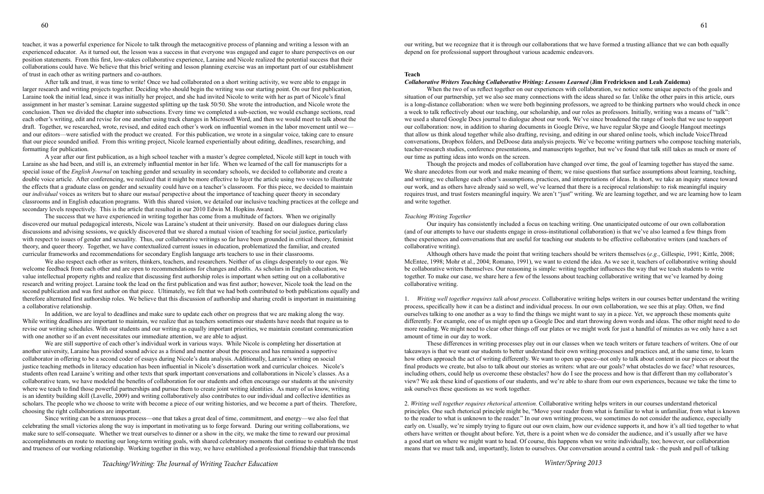teacher, it was a powerful experience for Nicole to talk through the metacognitive process of planning and writing a lesson with an experienced educator. As it turned out, the lesson was a success in that everyone was engaged and eager to share perspectives on our position statements. From this first, low-stakes collaborative experience, Laraine and Nicole realized the potential success that their collaborations could have. We believe that this brief writing and lesson planning exercise was an important part of our establishment of trust in each other as writing partners and co-authors.

After talk and trust, it was time to write! Once we had collaborated on a short writing activity, we were able to engage in larger research and writing projects together. Deciding who should begin the writing was our starting point. On our first publication, Laraine took the initial lead, since it was initially her project, and she had invited Nicole to write with her as part of Nicole's final assignment in her master's seminar. Laraine suggested splitting up the task 50/50. She wrote the introduction, and Nicole wrote the conclusion. Then we divided the chapter into subsections. Every time we completed a sub-section, we would exchange sections, read each other's writing, edit and revise for one another using track changes in Microsoft Word, and then we would meet to talk about the draft. Together, we researched, wrote, revised, and edited each other's work on influential women in the labor movement until we—and our editors—were satisfied with the product we created. For this publication, we wrote in a singular voice, taking care to ensure that our piece sounded unified. From this writing project, Nicole learned experientially about editing, deadlines, researching, and formatting for publication.

A year after our first publication, as a high school teacher with a master's degree completed, Nicole still kept in touch with Laraine as she had been, and still is, an extremely influential mentor in her life. When we learned of the call for manuscripts for a special issue of the *English Journal* on teaching gender and sexuality in secondary schools, we decided to collaborate and create a double voice article. After conferencing, we realized that it might be more effective to layer the article using two voices to illustrate the effects that a graduate class on gender and sexuality could have on a teacher's classroom. For this piece, we decided to maintain our *individual* voices as writers but to share our *mutual* perspective about the importance of teaching queer theory in secondary classrooms and in English education programs. With this shared vision, we detailed our inclusive teaching practices at the college and secondary levels respectively. This is the article that resulted in our 2010 Edwin M. Hopkins Award.

The success that we have experienced in writing together has come from a multitude of factors. When we originally discovered our mutual pedagogical interests, Nicole was Laraine's student at their university. Based on our dialogues during class discussions and advising sessions, we quickly discovered that we shared a mutual vision of teaching for social justice, particularly with respect to issues of gender and sexuality. Thus, our collaborative writings so far have been grounded in critical theory, feminist theory, and queer theory. Together, we have contextualized current issues in education, problematized the familiar, and created curricular frameworks and recommendations for secondary English language arts teachers to use in their classrooms.

We also respect each other as writers, thinkers, teachers, and researchers. Neither of us clings desperately to our egos. We welcome feedback from each other and are open to recommendations for changes and edits. As scholars in English education, we value intellectual property rights and realize that discussing first authorship roles is important when setting out on a collaborative research and writing project. Laraine took the lead on the first publication and was first author; however, Nicole took the lead on the second publication and was first author on that piece. Ultimately, we felt that we had both contributed to both publications equally and therefore alternated first authorship roles. We believe that this discussion of authorship and sharing credit is important in maintaining a collaborative relationship.

In addition, we are loyal to deadlines and make sure to update each other on progress that we are making along the way. While writing deadlines are important to maintain, we realize that as teachers sometimes our students have needs that require us to revise our writing schedules. With our students and our writing as equally important priorities, we maintain constant communication with one another so if an event necessitates our immediate attention, we are able to adjust.

We are still supportive of each other's individual work in various ways. While Nicole is completing her dissertation at another university, Laraine has provided sound advice as a friend and mentor about the process and has remained a supportive collaborator in offering to be a second coder of essays during Nicole's data analysis. Additionally, Laraine's writing on social justice teaching methods in literacy education has been influential in Nicole's dissertation work and curricular choices. Nicole's students often read Laraine's writing and other texts that spark important conversations and collaborations in Nicole's classes. As a collaborative team, we have modeled the benefits of collaboration for our students and often encourage our students at the university where we teach to find those powerful partnerships and pursue them to create joint writing identities. As many of us know, writing is an identity building skill (Lavelle, 2009) and writing collaboratively also contributes to our individual and collective identities as scholars. The people who we choose to write with become a piece of our writing histories, and we become a part of theirs. Therefore, choosing the right collaborations are important.

Since writing can be a strenuous process—one that takes a great deal of time, commitment, and energy—we also feel that celebrating the small victories along the way is important in motivating us to forge forward. During our writing collaborations, we make sure to self-consequate. Whether we treat ourselves to dinner or a show in the city, we make the time to reward our proximal accomplishments en route to meeting our long-term writing goals, with shared celebratory moments that continue to establish the trust and trueness of our working relationship. Working together in this way, we have established a professional friendship that transcends our writing, but we recognize that it is through our collaborations that we have formed a trusting alliance that we can both equally depend on for professional support throughout various academic endeavors.

## Teach

### *Collaborative Writers Teaching Collaborative Writing: Lessons Learned* (Jim Fredricksen and Leah Zuidema)

When the two of us reflect together on our experiences with collaboration, we notice some unique aspects of the goals and situation of our partnership, yet we also see many connections with the ideas shared so far. Unlike the other pairs in this article, ours is a long-distance collaboration: when we were both beginning professors, we agreed to be thinking partners who would check in once a week to talk reflectively about our teaching, our scholarship, and our roles as professors. Initially, writing was a means of "talk": we used a shared Google Docs journal to dialogue about our work. We've since broadened the range of tools that we use to support our collaboration: now, in addition to sharing documents in Google Drive, we have regular Skype and Google Hangout meetings that allow us think aloud together while also drafting, revising, and editing in our shared online tools, which include VoiceThread conversations, Dropbox folders, and DeDoose data analysis projects. We've become writing partners who compose teaching materials, teacher-research studies, conference presentations, and manuscripts together, but we've found that talk still takes as much or more of our time as putting ideas into words on the screen.

Though the projects and modes of collaboration have changed over time, the goal of learning together has stayed the same. We share anecdotes from our work and make meaning of them; we raise questions that surface assumptions about learning, teaching, and writing; we challenge each other's assumptions, practices, and interpretations of ideas. In short, we take an inquiry stance toward our work, and as others have already said so well, we've learned that there is a reciprocal relationship: to risk meaningful inquiry requires trust, and trust fosters meaningful inquiry. We aren't "just" writing. We are learning together, and we are learning how to learn and write together.

#### *Teaching Writing Together*

Our inquiry has consistently included a focus on teaching writing. One unanticipated outcome of our own collaboration (and of our attempts to have our students engage in cross-institutional collaboration) is that we've also learned a few things from these experiences and conversations that are useful for teaching our students to be effective collaborative writers (and teachers of collaborative writing).

Although others have made the point that writing teachers should be writers themselves (*e.g.*, Gillespie, 1991; Kittle, 2008; McEntee, 1998; Mohr et al., 2004; Romano, 1991), we want to extend the idea. As we see it, teachers of collaborative writing should be collaborative writers themselves. Our reasoning is simple: writing together influences the way that we teach students to write together. To make our case, we share here a few of the lessons about teaching collaborative writing that we've learned by doing collaborative writing.

1. *Writing well together requires talk about process*. Collaborative writing helps writers in our courses better understand the writing process, specifically how it can be a distinct and individual process. In our own collaboration, we see this at play. Often, we find ourselves talking to one another as a way to find the things we might want to say in a piece. Yet, we approach these moments quite differently. For example, one of us might open up a Google Doc and start throwing down words and ideas. The other might need to do more reading. We might need to clear other things off our plates or we might work for just a handful of minutes as we only have a set amount of time in our day to work.

These differences in writing processes play out in our classes when we teach writers or future teachers of writers. One of our takeaways is that we want our students to better understand their own writing processes and practices and, at the same time, to learn how others approach the act of writing differently. We want to open up space--not only to talk about content in our pieces or about the final products we create, but also to talk about our stories as writers: what are our goals? what obstacles do we face? what resources, including others, could help us overcome these obstacles? how do I see the process and how is that different than my collaborator's view? We ask these kind of questions of our students, and we're able to share from our own experiences, because we take the time to ask ourselves these questions as we work together.

2. *Writing well together requires rhetorical attention.* Collaborative writing helps writers in our courses understand rhetorical principles. One such rhetorical principle might be, "Move your reader from what is familiar to what is unfamiliar, from what is known to the reader to what is unknown to the reader." In our own writing process, we sometimes do not consider the audience, especially early on. Usually, we're simply trying to figure out our own claim, how our evidence supports it, and how it's all tied together to what others have written or thought about before. Yet, there is a point when we do consider the audience, and it's usually after we have a good start on where we might want to head. Of course, this happens when we write individually, too; however, our collaboration means that we must talk and, importantly, listen to ourselves. Our conversation around a central task - the push and pull of talking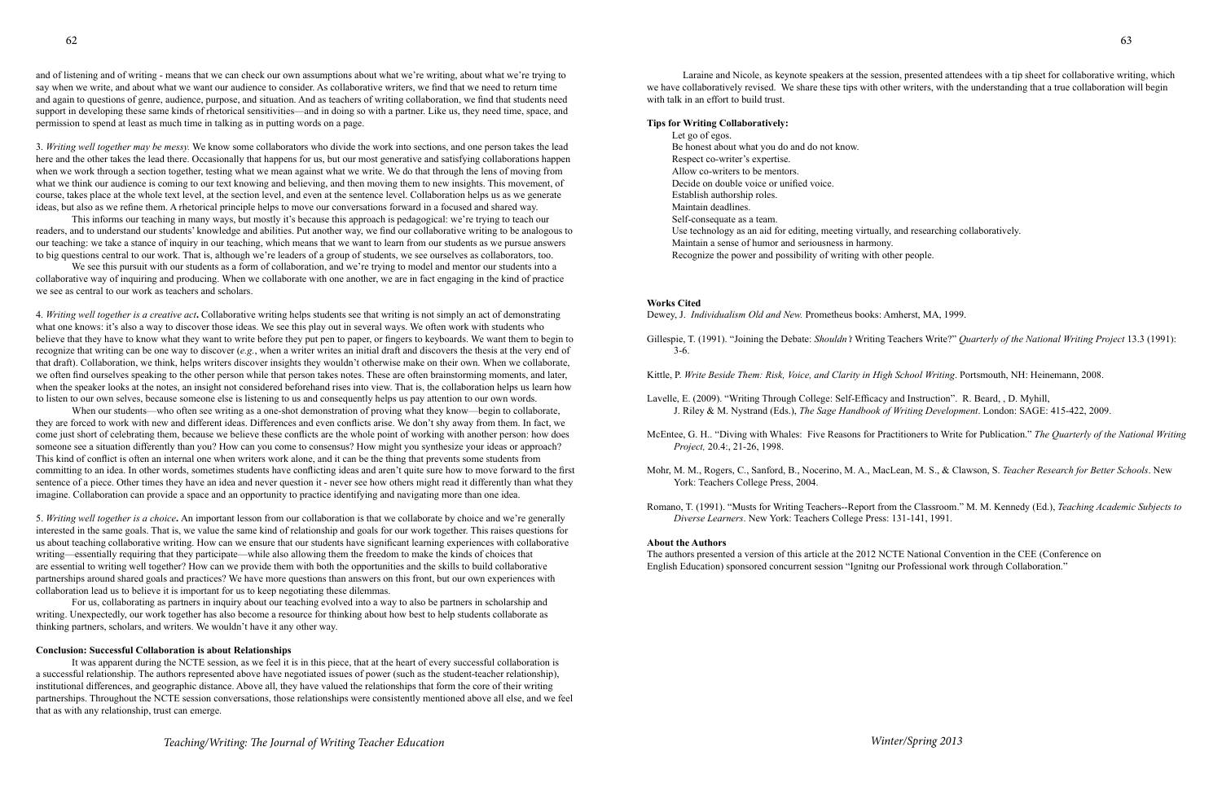and of listening and of writing - means that we can check our own assumptions about what we're writing, about what we're trying to say when we write, and about what we want our audience to consider. As collaborative writers, we find that we need to return time and again to questions of genre, audience, purpose, and situation. And as teachers of writing collaboration, we find that students need support in developing these same kinds of rhetorical sensitivities—and in doing so with a partner. Like us, they need time, space, and permission to spend at least as much time in talking as in putting words on a page.

3. *Writing well together may be messy.* We know some collaborators who divide the work into sections, and one person takes the lead here and the other takes the lead there. Occasionally that happens for us, but our most generative and satisfying collaborations happen when we work through a section together, testing what we mean against what we write. We do that through the lens of moving from what we think our audience is coming to our text knowing and believing, and then moving them to new insights. This movement, of course, takes place at the whole text level, at the section level, and even at the sentence level. Collaboration helps us as we generate ideas, but also as we refine them. A rhetorical principle helps to move our conversations forward in a focused and shared way.

This informs our teaching in many ways, but mostly it's because this approach is pedagogical: we're trying to teach our readers, and to understand our students' knowledge and abilities. Put another way, we find our collaborative writing to be analogous to our teaching: we take a stance of inquiry in our teaching, which means that we want to learn from our students as we pursue answers to big questions central to our work. That is, although we're leaders of a group of students, we see ourselves as collaborators, too.

We see this pursuit with our students as a form of collaboration, and we're trying to model and mentor our students into a collaborative way of inquiring and producing. When we collaborate with one another, we are in fact engaging in the kind of practice we see as central to our work as teachers and scholars.

4. *Writing well together is a creative act***.** Collaborative writing helps students see that writing is not simply an act of demonstrating what one knows: it's also a way to discover those ideas. We see this play out in several ways. We often work with students who believe that they have to know what they want to write before they put pen to paper, or fingers to keyboards. We want them to begin to recognize that writing can be one way to discover (*e.g.*, when a writer writes an initial draft and discovers the thesis at the very end of that draft). Collaboration, we think, helps writers discover insights they wouldn't otherwise make on their own. When we collaborate, we often find ourselves speaking to the other person while that person takes notes. These are often brainstorming moments, and later, when the speaker looks at the notes, an insight not considered beforehand rises into view. That is, the collaboration helps us learn how to listen to our own selves, because someone else is listening to us and consequently helps us pay attention to our own words.

When our students—who often see writing as a one-shot demonstration of proving what they know—begin to collaborate, they are forced to work with new and different ideas. Differences and even conflicts arise. We don't shy away from them. In fact, we come just short of celebrating them, because we believe these conflicts are the whole point of working with another person: how does someone see a situation differently than you? How can you come to consensus? How might you synthesize your ideas or approach? This kind of conflict is often an internal one when writers work alone, and it can be the thing that prevents some students from committing to an idea. In other words, sometimes students have conflicting ideas and aren't quite sure how to move forward to the first sentence of a piece. Other times they have an idea and never question it - never see how others might read it differently than what they imagine. Collaboration can provide a space and an opportunity to practice identifying and navigating more than one idea.

5. *Writing well together is a choice***.** An important lesson from our collaboration is that we collaborate by choice and we're generally interested in the same goals. That is, we value the same kind of relationship and goals for our work together. This raises questions for us about teaching collaborative writing. How can we ensure that our students have significant learning experiences with collaborative writing—essentially requiring that they participate—while also allowing them the freedom to make the kinds of choices that are essential to writing well together? How can we provide them with both the opportunities and the skills to build collaborative partnerships around shared goals and practices? We have more questions than answers on this front, but our own experiences with collaboration lead us to believe it is important for us to keep negotiating these dilemmas.

For us, collaborating as partners in inquiry about our teaching evolved into a way to also be partners in scholarship and writing. Unexpectedly, our work together has also become a resource for thinking about how best to help students collaborate as thinking partners, scholars, and writers. We wouldn't have it any other way.

**Conclusion: Successful Collaboration is about Relationships**

It was apparent during the NCTE session, as we feel it is in this piece, that at the heart of every successful collaboration is a successful relationship. The authors represented above have negotiated issues of power (such as the student-teacher relationship), institutional differences, and geographic distance. Above all, they have valued the relationships that form the core of their writing partnerships. Throughout the NCTE session conversations, those relationships were consistently mentioned above all else, and we feel that as with any relationship, trust can emerge.

Laraine and Nicole, as keynote speakers at the session, presented attendees with a tip sheet for collaborative writing, which we have collaboratively revised. We share these tips with other writers, with the understanding that a true collaboration will begin with talk in an effort to build trust.

**Tips for Writing Collaboratively:**

Let go of egos.
Be honest about what you do and do not know.
Respect co-writer's expertise.
Allow co-writers to be mentors.
Decide on double voice or unified voice.
Establish authorship roles.
Maintain deadlines.
Self-consequate as a team.
Use technology as an aid for editing, meeting virtually, and researching collaboratively.
Maintain a sense of humor and seriousness in harmony.
Recognize the power and possibility of writing with other people.

**Works Cited**

Dewey, J. *Individualism Old and New.* Prometheus books: Amherst, MA, 1999.

Gillespie, T. (1991). "Joining the Debate: *Shouldn't* Writing Teachers Write?" *Quarterly of the National Writing Project* 13.3 (1991): 3-6.

Kittle, P. *Write Beside Them: Risk, Voice, and Clarity in High School Writing*. Portsmouth, NH: Heinemann, 2008.

Lavelle, E. (2009). "Writing Through College: Self-Efficacy and Instruction". R. Beard, , D. Myhill, J. Riley & M. Nystrand (Eds.), *The Sage Handbook of Writing Development*. London: SAGE: 415-422, 2009.

McEntee, G. H.. "Diving with Whales: Five Reasons for Practitioners to Write for Publication." *The Quarterly of the National Writing Project,* 20.4:, 21-26, 1998.

Mohr, M. M., Rogers, C., Sanford, B., Nocerino, M. A., MacLean, M. S., & Clawson, S. *Teacher Research for Better Schools*. New York: Teachers College Press, 2004.

Romano, T. (1991). "Musts for Writing Teachers--Report from the Classroom." M. M. Kennedy (Ed.), *Teaching Academic Subjects to Diverse Learners*. New York: Teachers College Press: 131-141, 1991.

**About the Authors**

The authors presented a version of this article at the 2012 NCTE National Convention in the CEE (Conference on English Education) sponsored concurrent session "Ignitng our Professional work through Collaboration."